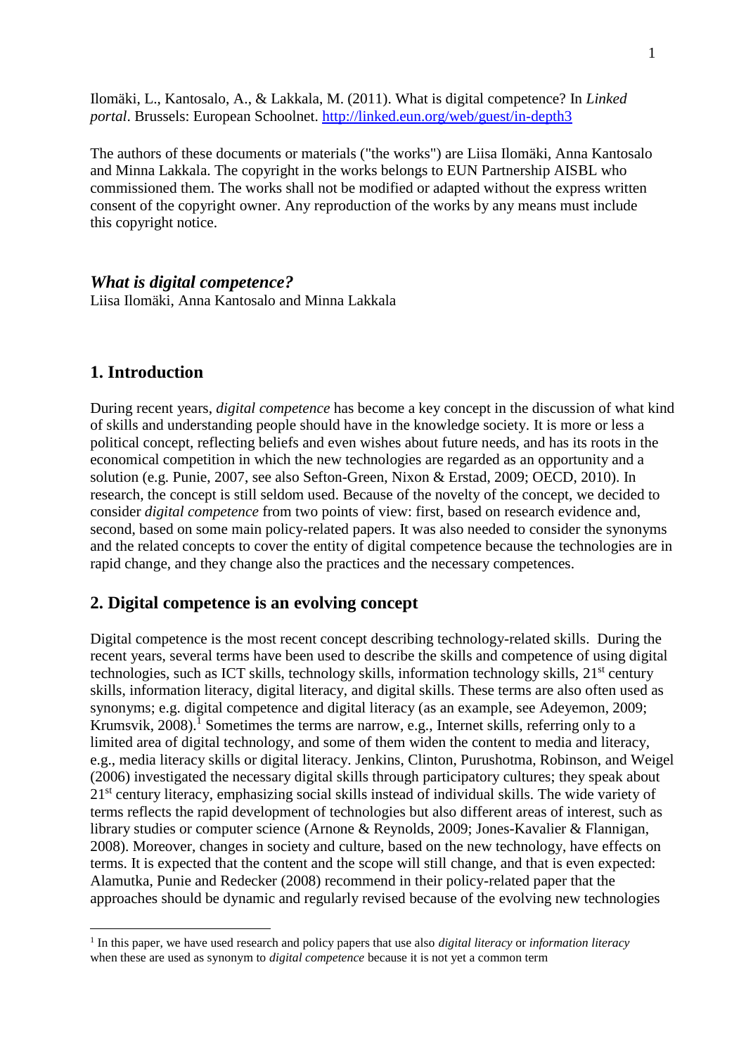Ilomäki, L., Kantosalo, A., & Lakkala, M. (2011). What is digital competence? In *Linked portal*. Brussels: European Schoolnet. http://linked.eun.org/web/guest/in-depth3

The authors of these documents or materials ("the works") are Liisa Ilomäki, Anna Kantosalo and Minna Lakkala. The copyright in the works belongs to EUN Partnership AISBL who commissioned them. The works shall not be modified or adapted without the express written consent of the copyright owner. Any reproduction of the works by any means must include this copyright notice.

***What is digital competence?***

Liisa Ilomäki, Anna Kantosalo and Minna Lakkala

## 1. Introduction

During recent years, *digital competence* has become a key concept in the discussion of what kind of skills and understanding people should have in the knowledge society. It is more or less a political concept, reflecting beliefs and even wishes about future needs, and has its roots in the economical competition in which the new technologies are regarded as an opportunity and a solution (e.g. Punie, 2007, see also Sefton-Green, Nixon & Erstad, 2009; OECD, 2010). In research, the concept is still seldom used. Because of the novelty of the concept, we decided to consider *digital competence* from two points of view: first, based on research evidence and, second, based on some main policy-related papers. It was also needed to consider the synonyms and the related concepts to cover the entity of digital competence because the technologies are in rapid change, and they change also the practices and the necessary competences.

## 2. Digital competence is an evolving concept

Digital competence is the most recent concept describing technology-related skills. During the recent years, several terms have been used to describe the skills and competence of using digital technologies, such as ICT skills, technology skills, information technology skills, 21st century skills, information literacy, digital literacy, and digital skills. These terms are also often used as synonyms; e.g. digital competence and digital literacy (as an example, see Adeyemon, 2009; Krumsvik, 2008).[1] Sometimes the terms are narrow, e.g., Internet skills, referring only to a limited area of digital technology, and some of them widen the content to media and literacy, e.g., media literacy skills or digital literacy. Jenkins, Clinton, Purushotma, Robinson, and Weigel (2006) investigated the necessary digital skills through participatory cultures; they speak about 21st century literacy, emphasizing social skills instead of individual skills. The wide variety of terms reflects the rapid development of technologies but also different areas of interest, such as library studies or computer science (Arnone & Reynolds, 2009; Jones-Kavalier & Flannigan, 2008). Moreover, changes in society and culture, based on the new technology, have effects on terms. It is expected that the content and the scope will still change, and that is even expected: Alamutka, Punie and Redecker (2008) recommend in their policy-related paper that the approaches should be dynamic and regularly revised because of the evolving new technologies

[1] In this paper, we have used research and policy papers that use also *digital literacy* or *information literacy* when these are used as synonym to *digital competence* because it is not yet a common term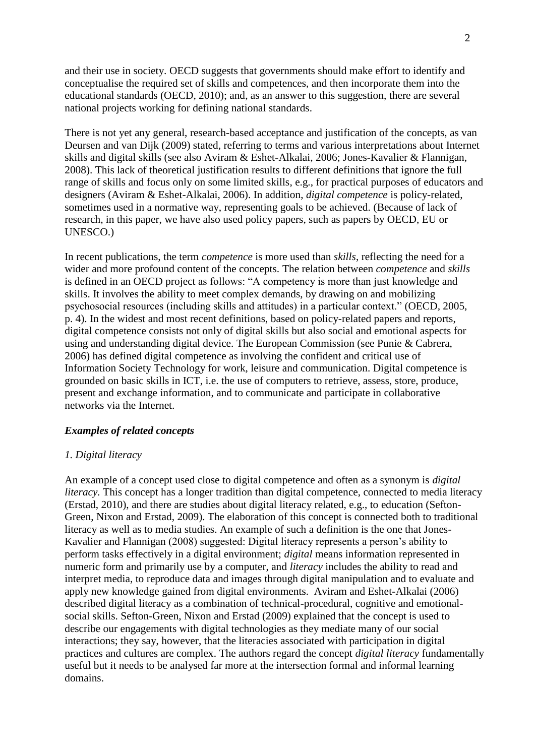and their use in society. OECD suggests that governments should make effort to identify and conceptualise the required set of skills and competences, and then incorporate them into the educational standards (OECD, 2010); and, as an answer to this suggestion, there are several national projects working for defining national standards.

There is not yet any general, research-based acceptance and justification of the concepts, as van Deursen and van Dijk (2009) stated, referring to terms and various interpretations about Internet skills and digital skills (see also Aviram & Eshet-Alkalai, 2006; Jones-Kavalier & Flannigan, 2008). This lack of theoretical justification results to different definitions that ignore the full range of skills and focus only on some limited skills, e.g., for practical purposes of educators and designers (Aviram & Eshet-Alkalai, 2006). In addition, *digital competence* is policy-related, sometimes used in a normative way, representing goals to be achieved. (Because of lack of research, in this paper, we have also used policy papers, such as papers by OECD, EU or UNESCO.)

In recent publications, the term *competence* is more used than *skills*, reflecting the need for a wider and more profound content of the concepts. The relation between *competence* and *skills* is defined in an OECD project as follows: “A competency is more than just knowledge and skills. It involves the ability to meet complex demands, by drawing on and mobilizing psychosocial resources (including skills and attitudes) in a particular context.” (OECD, 2005, p. 4). In the widest and most recent definitions, based on policy-related papers and reports, digital competence consists not only of digital skills but also social and emotional aspects for using and understanding digital device. The European Commission (see Punie & Cabrera, 2006) has defined digital competence as involving the confident and critical use of Information Society Technology for work, leisure and communication. Digital competence is grounded on basic skills in ICT, i.e. the use of computers to retrieve, assess, store, produce, present and exchange information, and to communicate and participate in collaborative networks via the Internet.

### ***Examples of related concepts***

#### *1. Digital literacy*

An example of a concept used close to digital competence and often as a synonym is *digital literacy.* This concept has a longer tradition than digital competence, connected to media literacy (Erstad, 2010), and there are studies about digital literacy related, e.g., to education (Sefton-Green, Nixon and Erstad, 2009). The elaboration of this concept is connected both to traditional literacy as well as to media studies. An example of such a definition is the one that Jones-Kavalier and Flannigan (2008) suggested: Digital literacy represents a person’s ability to perform tasks effectively in a digital environment; *digital* means information represented in numeric form and primarily use by a computer, and *literacy* includes the ability to read and interpret media, to reproduce data and images through digital manipulation and to evaluate and apply new knowledge gained from digital environments. Aviram and Eshet-Alkalai (2006) described digital literacy as a combination of technical-procedural, cognitive and emotional-social skills. Sefton-Green, Nixon and Erstad (2009) explained that the concept is used to describe our engagements with digital technologies as they mediate many of our social interactions; they say, however, that the literacies associated with participation in digital practices and cultures are complex. The authors regard the concept *digital literacy* fundamentally useful but it needs to be analysed far more at the intersection formal and informal learning domains.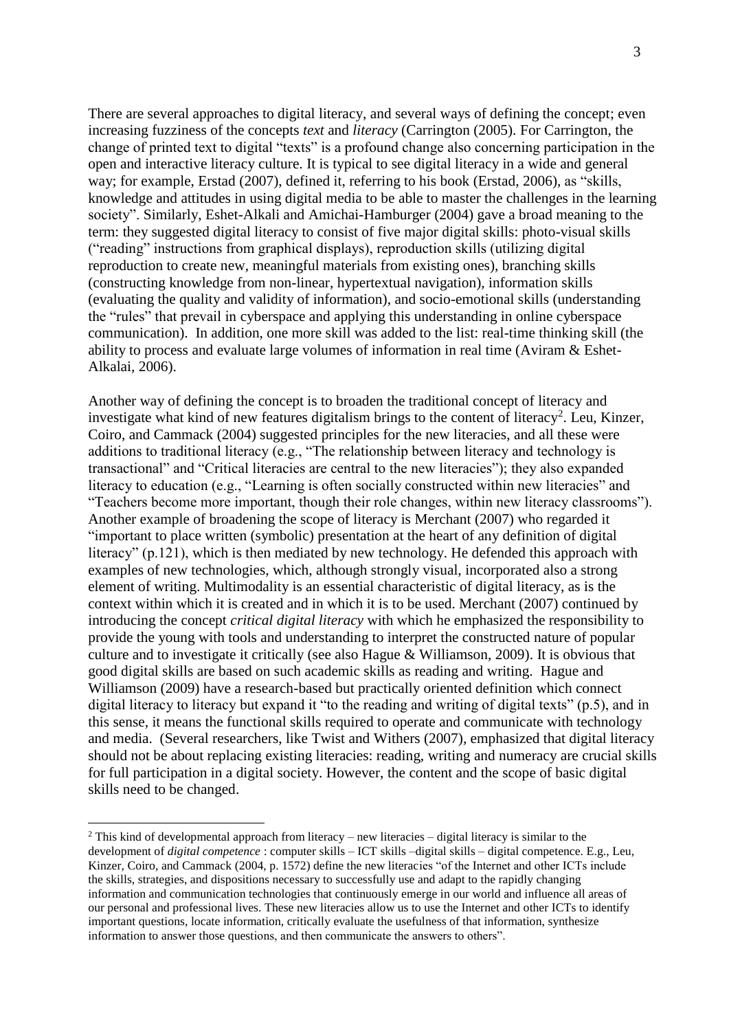There are several approaches to digital literacy, and several ways of defining the concept; even increasing fuzziness of the concepts *text* and *literacy* (Carrington (2005). For Carrington, the change of printed text to digital "texts" is a profound change also concerning participation in the open and interactive literacy culture. It is typical to see digital literacy in a wide and general way; for example, Erstad (2007), defined it, referring to his book (Erstad, 2006), as "skills, knowledge and attitudes in using digital media to be able to master the challenges in the learning society". Similarly, Eshet-Alkali and Amichai-Hamburger (2004) gave a broad meaning to the term: they suggested digital literacy to consist of five major digital skills: photo-visual skills ("reading" instructions from graphical displays), reproduction skills (utilizing digital reproduction to create new, meaningful materials from existing ones), branching skills (constructing knowledge from non-linear, hypertextual navigation), information skills (evaluating the quality and validity of information), and socio-emotional skills (understanding the "rules" that prevail in cyberspace and applying this understanding in online cyberspace communication). In addition, one more skill was added to the list: real-time thinking skill (the ability to process and evaluate large volumes of information in real time (Aviram & Eshet-Alkalai, 2006).

Another way of defining the concept is to broaden the traditional concept of literacy and investigate what kind of new features digitalism brings to the content of literacy[2]. Leu, Kinzer, Coiro, and Cammack (2004) suggested principles for the new literacies, and all these were additions to traditional literacy (e.g., "The relationship between literacy and technology is transactional" and "Critical literacies are central to the new literacies"); they also expanded literacy to education (e.g., "Learning is often socially constructed within new literacies" and "Teachers become more important, though their role changes, within new literacy classrooms"). Another example of broadening the scope of literacy is Merchant (2007) who regarded it "important to place written (symbolic) presentation at the heart of any definition of digital literacy" (p.121), which is then mediated by new technology. He defended this approach with examples of new technologies, which, although strongly visual, incorporated also a strong element of writing. Multimodality is an essential characteristic of digital literacy, as is the context within which it is created and in which it is to be used. Merchant (2007) continued by introducing the concept *critical digital literacy* with which he emphasized the responsibility to provide the young with tools and understanding to interpret the constructed nature of popular culture and to investigate it critically (see also Hague & Williamson, 2009). It is obvious that good digital skills are based on such academic skills as reading and writing. Hague and Williamson (2009) have a research-based but practically oriented definition which connect digital literacy to literacy but expand it "to the reading and writing of digital texts" (p.5), and in this sense, it means the functional skills required to operate and communicate with technology and media. (Several researchers, like Twist and Withers (2007), emphasized that digital literacy should not be about replacing existing literacies: reading, writing and numeracy are crucial skills for full participation in a digital society. However, the content and the scope of basic digital skills need to be changed.

---

[2] This kind of developmental approach from literacy – new literacies – digital literacy is similar to the development of *digital competence* : computer skills – ICT skills –digital skills – digital competence. E.g., Leu, Kinzer, Coiro, and Cammack (2004, p. 1572) define the new literacies "of the Internet and other ICTs include the skills, strategies, and dispositions necessary to successfully use and adapt to the rapidly changing information and communication technologies that continuously emerge in our world and influence all areas of our personal and professional lives. These new literacies allow us to use the Internet and other ICTs to identify important questions, locate information, critically evaluate the usefulness of that information, synthesize information to answer those questions, and then communicate the answers to others".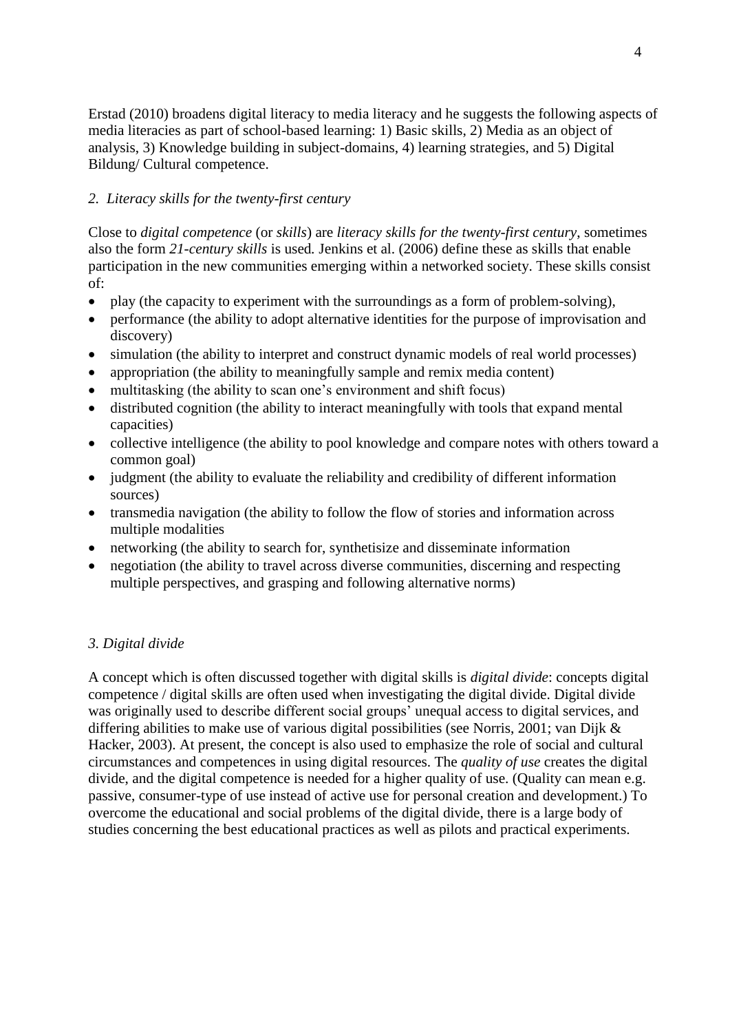Erstad (2010) broadens digital literacy to media literacy and he suggests the following aspects of media literacies as part of school-based learning: 1) Basic skills, 2) Media as an object of analysis, 3) Knowledge building in subject-domains, 4) learning strategies, and 5) Digital Bildung/ Cultural competence.

### *2. Literacy skills for the twenty-first century*

Close to *digital competence* (or *skills*) are *literacy skills for the twenty-first century*, sometimes also the form *21-century skills* is used. Jenkins et al. (2006) define these as skills that enable participation in the new communities emerging within a networked society. These skills consist of:

- play (the capacity to experiment with the surroundings as a form of problem-solving),
- performance (the ability to adopt alternative identities for the purpose of improvisation and discovery)
- simulation (the ability to interpret and construct dynamic models of real world processes)
- appropriation (the ability to meaningfully sample and remix media content)
- multitasking (the ability to scan one's environment and shift focus)
- distributed cognition (the ability to interact meaningfully with tools that expand mental capacities)
- collective intelligence (the ability to pool knowledge and compare notes with others toward a common goal)
- judgment (the ability to evaluate the reliability and credibility of different information sources)
- transmedia navigation (the ability to follow the flow of stories and information across multiple modalities
- networking (the ability to search for, synthetisize and disseminate information
- negotiation (the ability to travel across diverse communities, discerning and respecting multiple perspectives, and grasping and following alternative norms)

### *3. Digital divide*

A concept which is often discussed together with digital skills is *digital divide*: concepts digital competence / digital skills are often used when investigating the digital divide. Digital divide was originally used to describe different social groups' unequal access to digital services, and differing abilities to make use of various digital possibilities (see Norris, 2001; van Dijk & Hacker, 2003). At present, the concept is also used to emphasize the role of social and cultural circumstances and competences in using digital resources. The *quality of use* creates the digital divide, and the digital competence is needed for a higher quality of use. (Quality can mean e.g. passive, consumer-type of use instead of active use for personal creation and development.) To overcome the educational and social problems of the digital divide, there is a large body of studies concerning the best educational practices as well as pilots and practical experiments.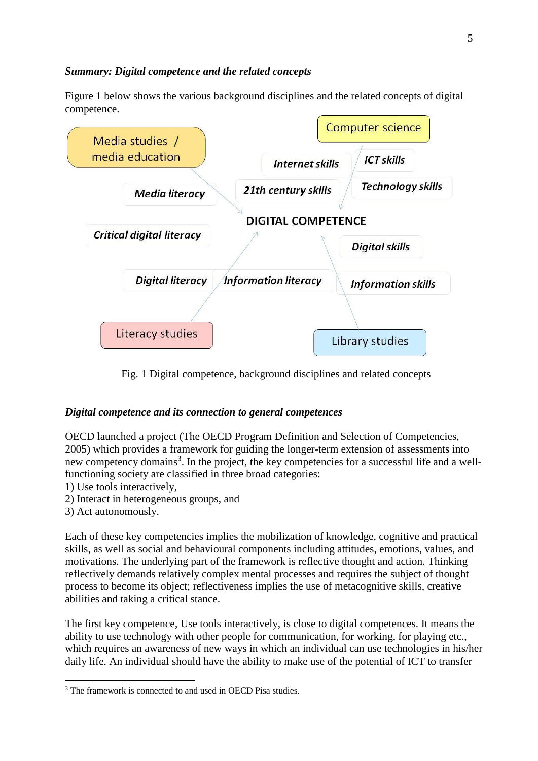***Summary: Digital competence and the related concepts***

Figure 1 below shows the various background disciplines and the related concepts of digital competence.

Computer science

Media studies / media education

Internet skills

ICT skills

Media literacy

21th century skills

Technology skills

DIGITAL COMPETENCE

Critical digital literacy

Digital skills

Digital literacy

Information literacy

Information skills

Literacy studies

Library studies

Fig. 1 Digital competence, background disciplines and related concepts

***Digital competence and its connection to general competences***

OECD launched a project (The OECD Program Definition and Selection of Competencies, 2005) which provides a framework for guiding the longer-term extension of assessments into new competency domains[3]. In the project, the key competencies for a successful life and a well-functioning society are classified in three broad categories:

1) Use tools interactively,
2) Interact in heterogeneous groups, and
3) Act autonomously.

Each of these key competencies implies the mobilization of knowledge, cognitive and practical skills, as well as social and behavioural components including attitudes, emotions, values, and motivations. The underlying part of the framework is reflective thought and action. Thinking reflectively demands relatively complex mental processes and requires the subject of thought process to become its object; reflectiveness implies the use of metacognitive skills, creative abilities and taking a critical stance.

The first key competence, Use tools interactively, is close to digital competences. It means the ability to use technology with other people for communication, for working, for playing etc., which requires an awareness of new ways in which an individual can use technologies in his/her daily life. An individual should have the ability to make use of the potential of ICT to transfer

[3] The framework is connected to and used in OECD Pisa studies.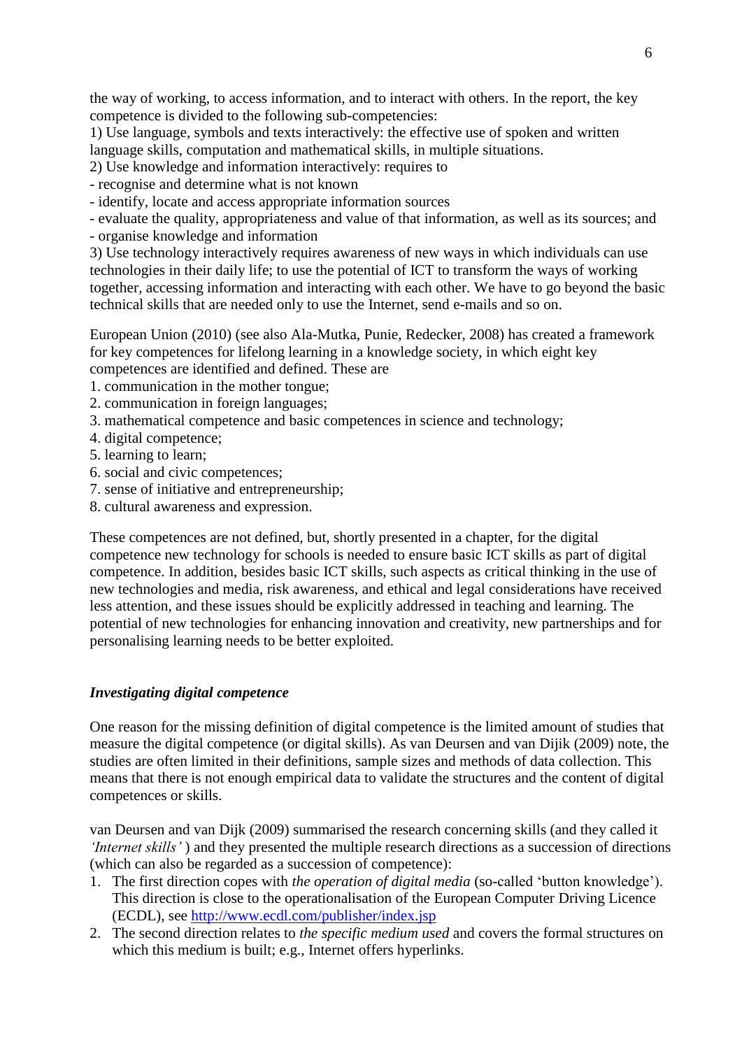the way of working, to access information, and to interact with others. In the report, the key competence is divided to the following sub-competencies:
1) Use language, symbols and texts interactively: the effective use of spoken and written language skills, computation and mathematical skills, in multiple situations.
2) Use knowledge and information interactively: requires to
- recognise and determine what is not known
- identify, locate and access appropriate information sources
- evaluate the quality, appropriateness and value of that information, as well as its sources; and
- organise knowledge and information
3) Use technology interactively requires awareness of new ways in which individuals can use technologies in their daily life; to use the potential of ICT to transform the ways of working together, accessing information and interacting with each other. We have to go beyond the basic technical skills that are needed only to use the Internet, send e-mails and so on.

European Union (2010) (see also Ala-Mutka, Punie, Redecker, 2008) has created a framework for key competences for lifelong learning in a knowledge society, in which eight key competences are identified and defined. These are
1. communication in the mother tongue;
2. communication in foreign languages;
3. mathematical competence and basic competences in science and technology;
4. digital competence;
5. learning to learn;
6. social and civic competences;
7. sense of initiative and entrepreneurship;
8. cultural awareness and expression.

These competences are not defined, but, shortly presented in a chapter, for the digital competence new technology for schools is needed to ensure basic ICT skills as part of digital competence. In addition, besides basic ICT skills, such aspects as critical thinking in the use of new technologies and media, risk awareness, and ethical and legal considerations have received less attention, and these issues should be explicitly addressed in teaching and learning. The potential of new technologies for enhancing innovation and creativity, new partnerships and for personalising learning needs to be better exploited.

### ***Investigating digital competence***

One reason for the missing definition of digital competence is the limited amount of studies that measure the digital competence (or digital skills). As van Deursen and van Dijik (2009) note, the studies are often limited in their definitions, sample sizes and methods of data collection. This means that there is not enough empirical data to validate the structures and the content of digital competences or skills.

van Deursen and van Dijk (2009) summarised the research concerning skills (and they called it *'Internet skills'* ) and they presented the multiple research directions as a succession of directions (which can also be regarded as a succession of competence):

1. The first direction copes with *the operation of digital media* (so-called 'button knowledge'). This direction is close to the operationalisation of the European Computer Driving Licence (ECDL), see http://www.ecdl.com/publisher/index.jsp
2. The second direction relates to *the specific medium used* and covers the formal structures on which this medium is built; e.g., Internet offers hyperlinks.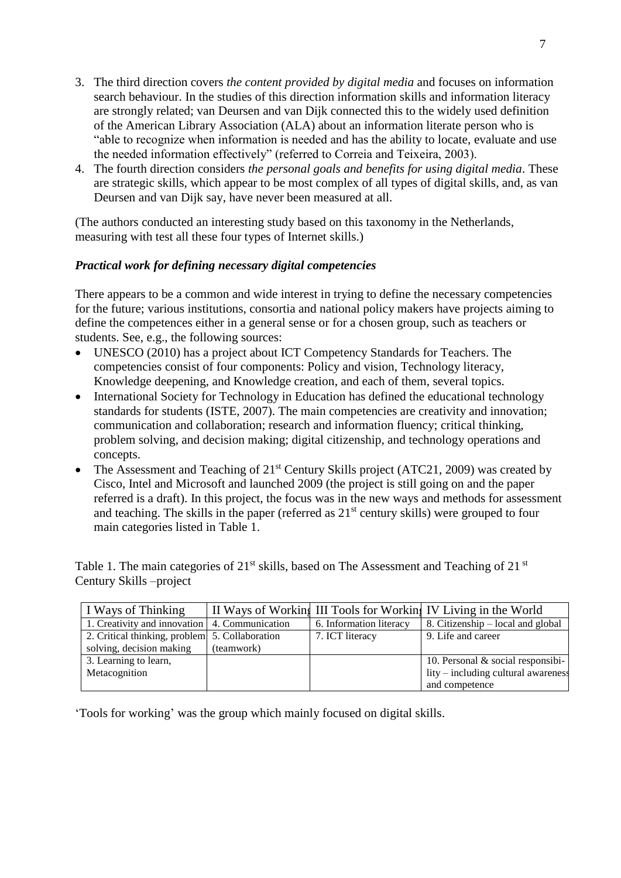3. The third direction covers *the content provided by digital media* and focuses on information search behaviour. In the studies of this direction information skills and information literacy are strongly related; van Deursen and van Dijk connected this to the widely used definition of the American Library Association (ALA) about an information literate person who is "able to recognize when information is needed and has the ability to locate, evaluate and use the needed information effectively" (referred to Correia and Teixeira, 2003).
4. The fourth direction considers *the personal goals and benefits for using digital media*. These are strategic skills, which appear to be most complex of all types of digital skills, and, as van Deursen and van Dijk say, have never been measured at all.

(The authors conducted an interesting study based on this taxonomy in the Netherlands, measuring with test all these four types of Internet skills.)

### *Practical work for defining necessary digital competencies*

There appears to be a common and wide interest in trying to define the necessary competencies for the future; various institutions, consortia and national policy makers have projects aiming to define the competences either in a general sense or for a chosen group, such as teachers or students. See, e.g., the following sources:

- UNESCO (2010) has a project about ICT Competency Standards for Teachers. The competencies consist of four components: Policy and vision, Technology literacy, Knowledge deepening, and Knowledge creation, and each of them, several topics.
- International Society for Technology in Education has defined the educational technology standards for students (ISTE, 2007). The main competencies are creativity and innovation; communication and collaboration; research and information fluency; critical thinking, problem solving, and decision making; digital citizenship, and technology operations and concepts.
- The Assessment and Teaching of 21st Century Skills project (ATC21, 2009) was created by Cisco, Intel and Microsoft and launched 2009 (the project is still going on and the paper referred is a draft). In this project, the focus was in the new ways and methods for assessment and teaching. The skills in the paper (referred as 21st century skills) were grouped to four main categories listed in Table 1.

Table 1. The main categories of 21st skills, based on The Assessment and Teaching of 21 st Century Skills –project

| I Ways of Thinking | II Ways of Working | III Tools for Working | IV Living in the World |
|---|---|---|---|
| 1. Creativity and innovation | 4. Communication | 6. Information literacy | 8. Citizenship – local and global |
| 2. Critical thinking, problem solving, decision making | 5. Collaboration (teamwork) | 7. ICT literacy | 9. Life and career |
| 3. Learning to learn, Metacognition | | | 10. Personal & social responsibility – including cultural awareness and competence |

'Tools for working' was the group which mainly focused on digital skills.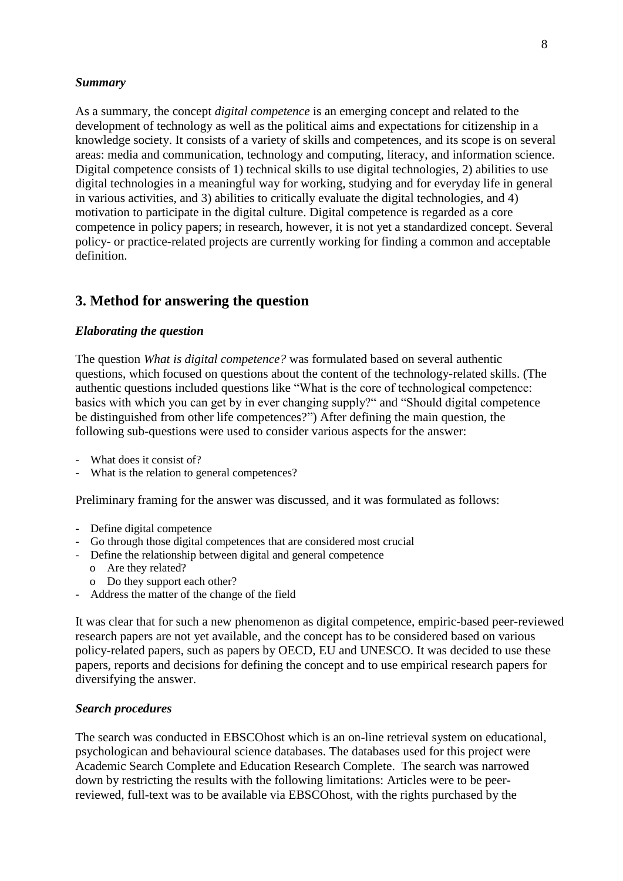### *Summary*

As a summary, the concept *digital competence* is an emerging concept and related to the development of technology as well as the political aims and expectations for citizenship in a knowledge society. It consists of a variety of skills and competences, and its scope is on several areas: media and communication, technology and computing, literacy, and information science. Digital competence consists of 1) technical skills to use digital technologies, 2) abilities to use digital technologies in a meaningful way for working, studying and for everyday life in general in various activities, and 3) abilities to critically evaluate the digital technologies, and 4) motivation to participate in the digital culture. Digital competence is regarded as a core competence in policy papers; in research, however, it is not yet a standardized concept. Several policy- or practice-related projects are currently working for finding a common and acceptable definition.

## 3. Method for answering the question

### *Elaborating the question*

The question *What is digital competence?* was formulated based on several authentic questions, which focused on questions about the content of the technology-related skills. (The authentic questions included questions like "What is the core of technological competence: basics with which you can get by in ever changing supply?" and "Should digital competence be distinguished from other life competences?") After defining the main question, the following sub-questions were used to consider various aspects for the answer:

- What does it consist of?
- What is the relation to general competences?

Preliminary framing for the answer was discussed, and it was formulated as follows:

- Define digital competence
- Go through those digital competences that are considered most crucial
- Define the relationship between digital and general competence
  - Are they related?
  - Do they support each other?
- Address the matter of the change of the field

It was clear that for such a new phenomenon as digital competence, empiric-based peer-reviewed research papers are not yet available, and the concept has to be considered based on various policy-related papers, such as papers by OECD, EU and UNESCO. It was decided to use these papers, reports and decisions for defining the concept and to use empirical research papers for diversifying the answer.

### *Search procedures*

The search was conducted in EBSCOhost which is an on-line retrieval system on educational, psychologican and behavioural science databases. The databases used for this project were Academic Search Complete and Education Research Complete. The search was narrowed down by restricting the results with the following limitations: Articles were to be peer-reviewed, full-text was to be available via EBSCOhost, with the rights purchased by the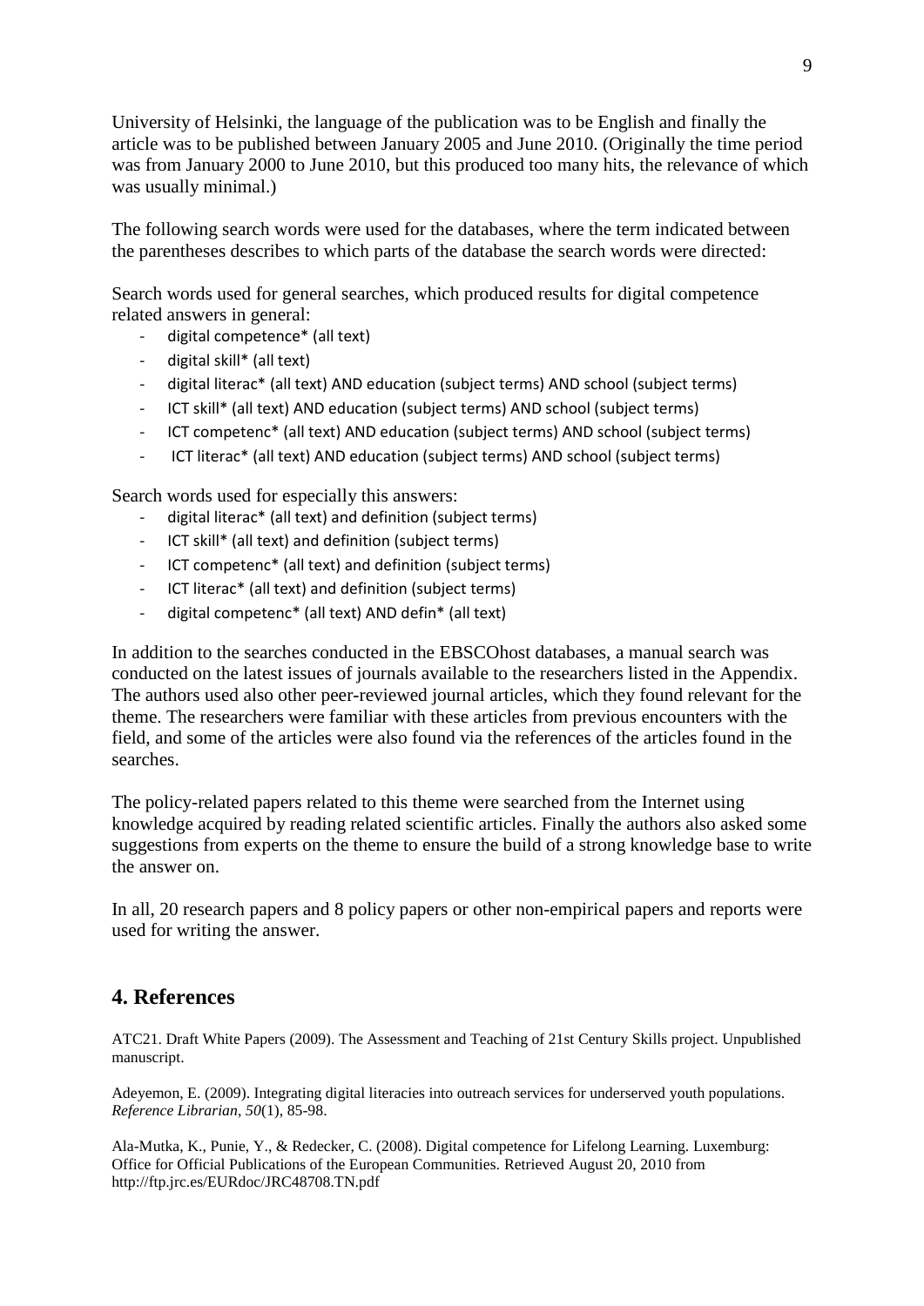University of Helsinki, the language of the publication was to be English and finally the article was to be published between January 2005 and June 2010. (Originally the time period was from January 2000 to June 2010, but this produced too many hits, the relevance of which was usually minimal.)

The following search words were used for the databases, where the term indicated between the parentheses describes to which parts of the database the search words were directed:

Search words used for general searches, which produced results for digital competence related answers in general:

- digital competence* (all text)
- digital skill* (all text)
- digital literac* (all text) AND education (subject terms) AND school (subject terms)
- ICT skill* (all text) AND education (subject terms) AND school (subject terms)
- ICT competenc* (all text) AND education (subject terms) AND school (subject terms)
- ICT literac* (all text) AND education (subject terms) AND school (subject terms)

Search words used for especially this answers:

- digital literac* (all text) and definition (subject terms)
- ICT skill* (all text) and definition (subject terms)
- ICT competenc* (all text) and definition (subject terms)
- ICT literac* (all text) and definition (subject terms)
- digital competenc* (all text) AND defin* (all text)

In addition to the searches conducted in the EBSCOhost databases, a manual search was conducted on the latest issues of journals available to the researchers listed in the Appendix. The authors used also other peer-reviewed journal articles, which they found relevant for the theme. The researchers were familiar with these articles from previous encounters with the field, and some of the articles were also found via the references of the articles found in the searches.

The policy-related papers related to this theme were searched from the Internet using knowledge acquired by reading related scientific articles. Finally the authors also asked some suggestions from experts on the theme to ensure the build of a strong knowledge base to write the answer on.

In all, 20 research papers and 8 policy papers or other non-empirical papers and reports were used for writing the answer.

## 4. References

ATC21. Draft White Papers (2009). The Assessment and Teaching of 21st Century Skills project. Unpublished manuscript.

Adeyemon, E. (2009). Integrating digital literacies into outreach services for underserved youth populations. *Reference Librarian, 50*(1), 85-98.

Ala-Mutka, K., Punie, Y., & Redecker, C. (2008). Digital competence for Lifelong Learning. Luxemburg: Office for Official Publications of the European Communities. Retrieved August 20, 2010 from http://ftp.jrc.es/EURdoc/JRC48708.TN.pdf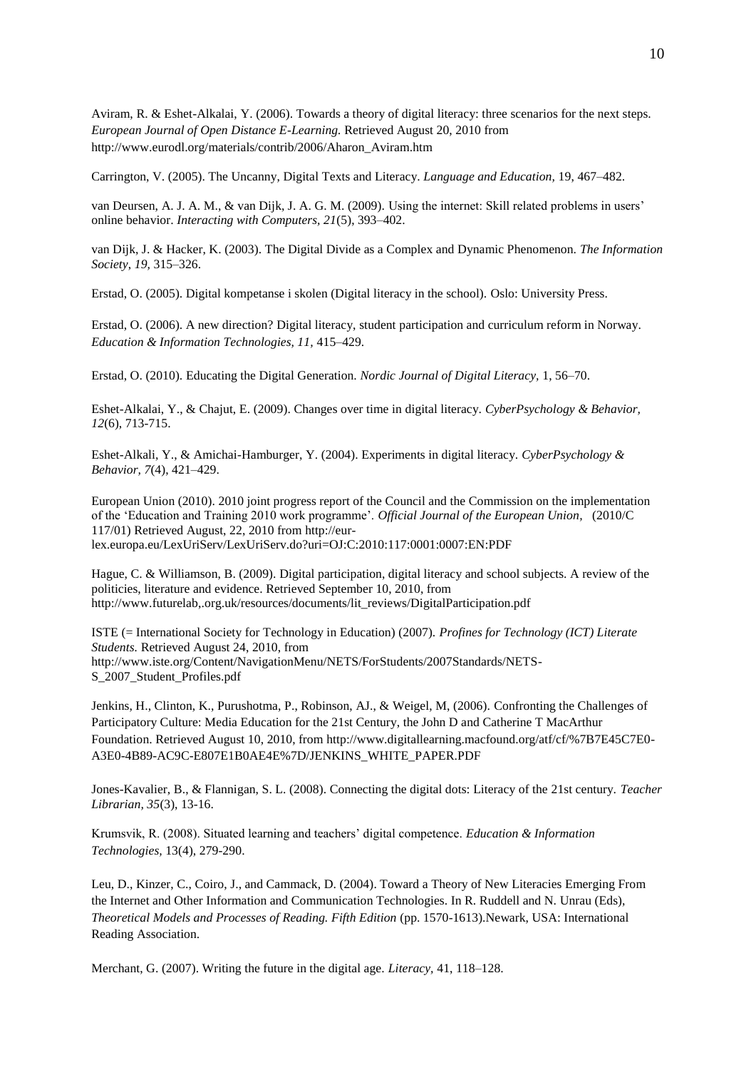Aviram, R. & Eshet-Alkalai, Y. (2006). Towards a theory of digital literacy: three scenarios for the next steps. *European Journal of Open Distance E-Learning.* Retrieved August 20, 2010 from http://www.eurodl.org/materials/contrib/2006/Aharon_Aviram.htm

Carrington, V. (2005). The Uncanny, Digital Texts and Literacy. *Language and Education*, 19, 467–482.

van Deursen, A. J. A. M., & van Dijk, J. A. G. M. (2009). Using the internet: Skill related problems in users' online behavior. *Interacting with Computers, 21*(5), 393–402.

van Dijk, J. & Hacker, K. (2003). The Digital Divide as a Complex and Dynamic Phenomenon. *The Information Society, 19,* 315–326.

Erstad, O. (2005). Digital kompetanse i skolen (Digital literacy in the school). Oslo: University Press.

Erstad, O. (2006). A new direction? Digital literacy, student participation and curriculum reform in Norway. *Education & Information Technologies, 11,* 415–429.

Erstad, O. (2010). Educating the Digital Generation. *Nordic Journal of Digital Literacy*, 1, 56–70.

Eshet-Alkalai, Y., & Chajut, E. (2009). Changes over time in digital literacy. *CyberPsychology & Behavior, 12*(6), 713-715.

Eshet-Alkali, Y., & Amichai-Hamburger, Y. (2004). Experiments in digital literacy. *CyberPsychology & Behavior, 7*(4), 421–429.

European Union (2010). 2010 joint progress report of the Council and the Commission on the implementation of the 'Education and Training 2010 work programme'. *Official Journal of the European Union*, (2010/C 117/01) Retrieved August, 22, 2010 from http://eur-lex.europa.eu/LexUriServ/LexUriServ.do?uri=OJ:C:2010:117:0001:0007:EN:PDF

Hague, C. & Williamson, B. (2009). Digital participation, digital literacy and school subjects. A review of the politicies, literature and evidence. Retrieved September 10, 2010, from http://www.futurelab,.org.uk/resources/documents/lit_reviews/DigitalParticipation.pdf

ISTE (= International Society for Technology in Education) (2007). *Profines for Technology (ICT) Literate Students.* Retrieved August 24, 2010, from http://www.iste.org/Content/NavigationMenu/NETS/ForStudents/2007Standards/NETS-S_2007_Student_Profiles.pdf

Jenkins, H., Clinton, K., Purushotma, P., Robinson, AJ., & Weigel, M, (2006). Confronting the Challenges of Participatory Culture: Media Education for the 21st Century, the John D and Catherine T MacArthur Foundation. Retrieved August 10, 2010, from http://www.digitallearning.macfound.org/atf/cf/%7B7E45C7E0-A3E0-4B89-AC9C-E807E1B0AE4E%7D/JENKINS_WHITE_PAPER.PDF

Jones-Kavalier, B., & Flannigan, S. L. (2008). Connecting the digital dots: Literacy of the 21st century. *Teacher Librarian, 35*(3), 13-16.

Krumsvik, R. (2008). Situated learning and teachers' digital competence. *Education & Information Technologies,* 13(4), 279-290.

Leu, D., Kinzer, C., Coiro, J., and Cammack, D. (2004). Toward a Theory of New Literacies Emerging From the Internet and Other Information and Communication Technologies. In R. Ruddell and N. Unrau (Eds), *Theoretical Models and Processes of Reading. Fifth Edition* (pp. 1570-1613).Newark, USA: International Reading Association.

Merchant, G. (2007). Writing the future in the digital age. *Literacy*, 41, 118–128.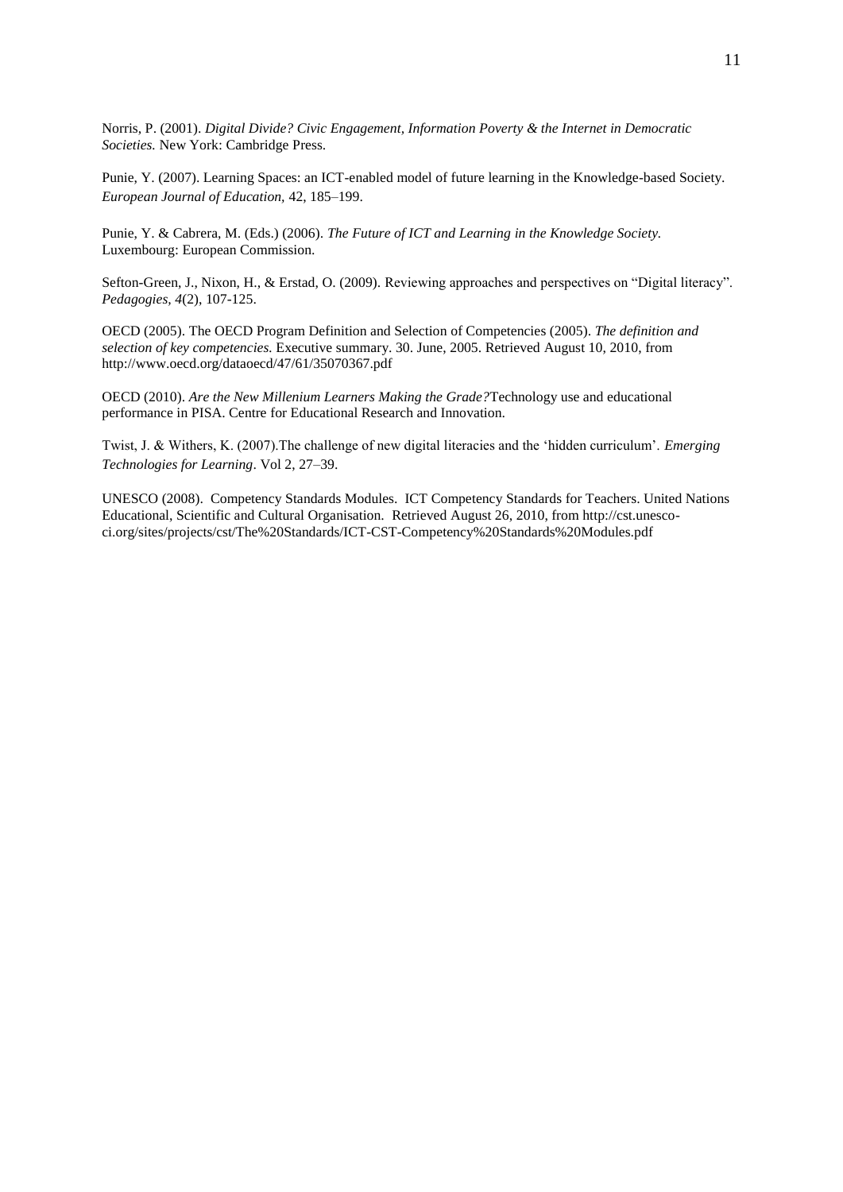Norris, P. (2001). *Digital Divide? Civic Engagement, Information Poverty & the Internet in Democratic Societies.* New York: Cambridge Press.

Punie, Y. (2007). Learning Spaces: an ICT-enabled model of future learning in the Knowledge-based Society. *European Journal of Education*, 42, 185–199.

Punie, Y. & Cabrera, M. (Eds.) (2006). *The Future of ICT and Learning in the Knowledge Society.* Luxembourg: European Commission.

Sefton-Green, J., Nixon, H., & Erstad, O. (2009). Reviewing approaches and perspectives on "Digital literacy". *Pedagogies, 4*(2), 107-125.

OECD (2005). The OECD Program Definition and Selection of Competencies (2005). *The definition and selection of key competencies.* Executive summary. 30. June, 2005. Retrieved August 10, 2010, from http://www.oecd.org/dataoecd/47/61/35070367.pdf

OECD (2010). *Are the New Millenium Learners Making the Grade?*Technology use and educational performance in PISA. Centre for Educational Research and Innovation.

Twist, J. & Withers, K. (2007).The challenge of new digital literacies and the 'hidden curriculum'. *Emerging Technologies for Learning*. Vol 2, 27–39.

UNESCO (2008). Competency Standards Modules. ICT Competency Standards for Teachers. United Nations Educational, Scientific and Cultural Organisation. Retrieved August 26, 2010, from http://cst.unesco-ci.org/sites/projects/cst/The%20Standards/ICT-CST-Competency%20Standards%20Modules.pdf